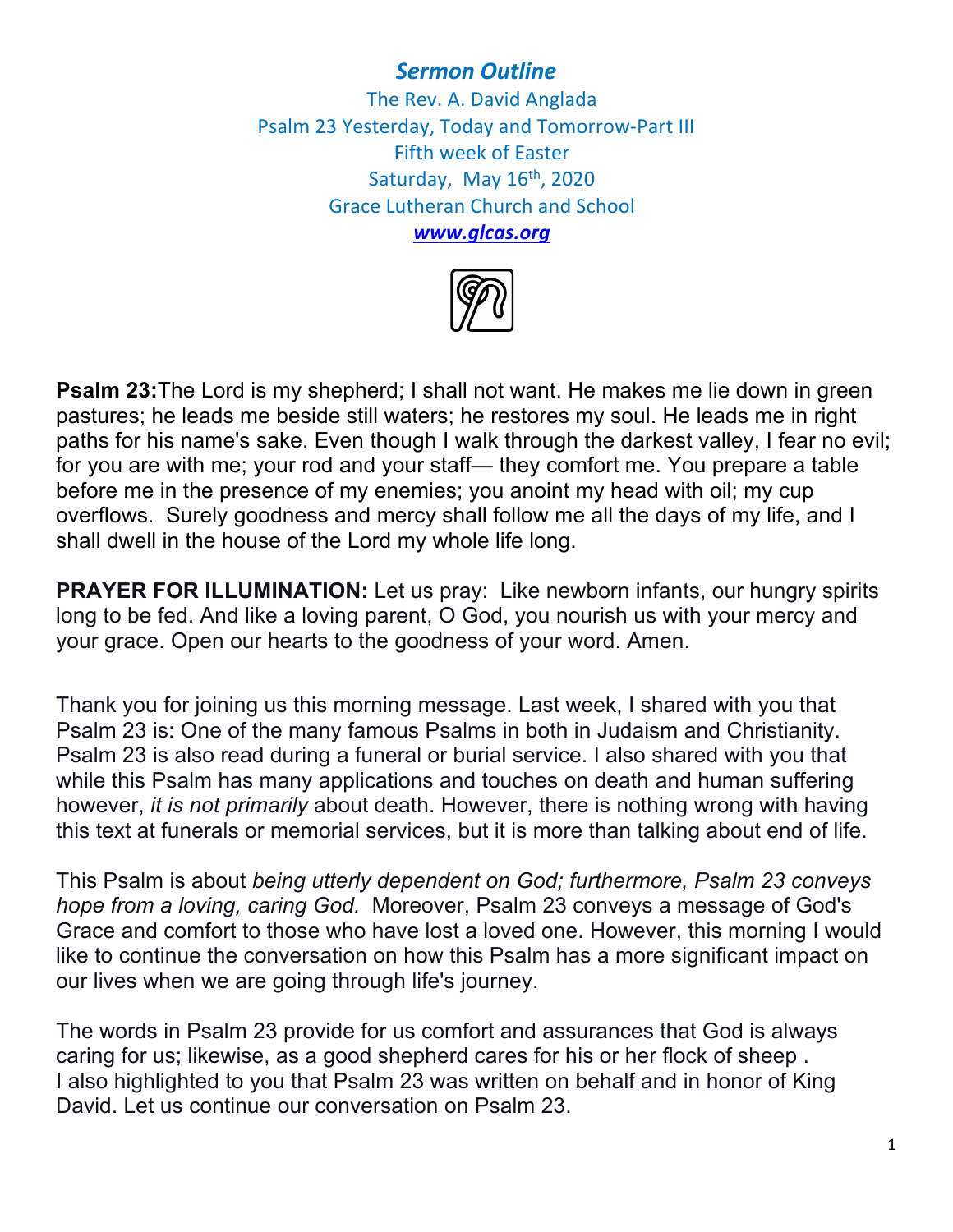# *Sermon Outline*

The Rev. A. David Anglada
Psalm 23 Yesterday, Today and Tomorrow-Part III
Fifth week of Easter
Saturday, May 16th, 2020
Grace Lutheran Church and School
***www.glcas.org***

**Psalm 23:**The Lord is my shepherd; I shall not want. He makes me lie down in green pastures; he leads me beside still waters; he restores my soul. He leads me in right paths for his name's sake. Even though I walk through the darkest valley, I fear no evil; for you are with me; your rod and your staff— they comfort me. You prepare a table before me in the presence of my enemies; you anoint my head with oil; my cup overflows. Surely goodness and mercy shall follow me all the days of my life, and I shall dwell in the house of the Lord my whole life long.

**PRAYER FOR ILLUMINATION:** Let us pray: Like newborn infants, our hungry spirits long to be fed. And like a loving parent, O God, you nourish us with your mercy and your grace. Open our hearts to the goodness of your word. Amen.

Thank you for joining us this morning message. Last week, I shared with you that Psalm 23 is: One of the many famous Psalms in both in Judaism and Christianity. Psalm 23 is also read during a funeral or burial service. I also shared with you that while this Psalm has many applications and touches on death and human suffering however, *it is not primarily* about death. However, there is nothing wrong with having this text at funerals or memorial services, but it is more than talking about end of life.

This Psalm is about *being utterly dependent on God; furthermore, Psalm 23 conveys hope from a loving, caring God.* Moreover, Psalm 23 conveys a message of God's Grace and comfort to those who have lost a loved one. However, this morning I would like to continue the conversation on how this Psalm has a more significant impact on our lives when we are going through life's journey.

The words in Psalm 23 provide for us comfort and assurances that God is always caring for us; likewise, as a good shepherd cares for his or her flock of sheep .
I also highlighted to you that Psalm 23 was written on behalf and in honor of King David. Let us continue our conversation on Psalm 23.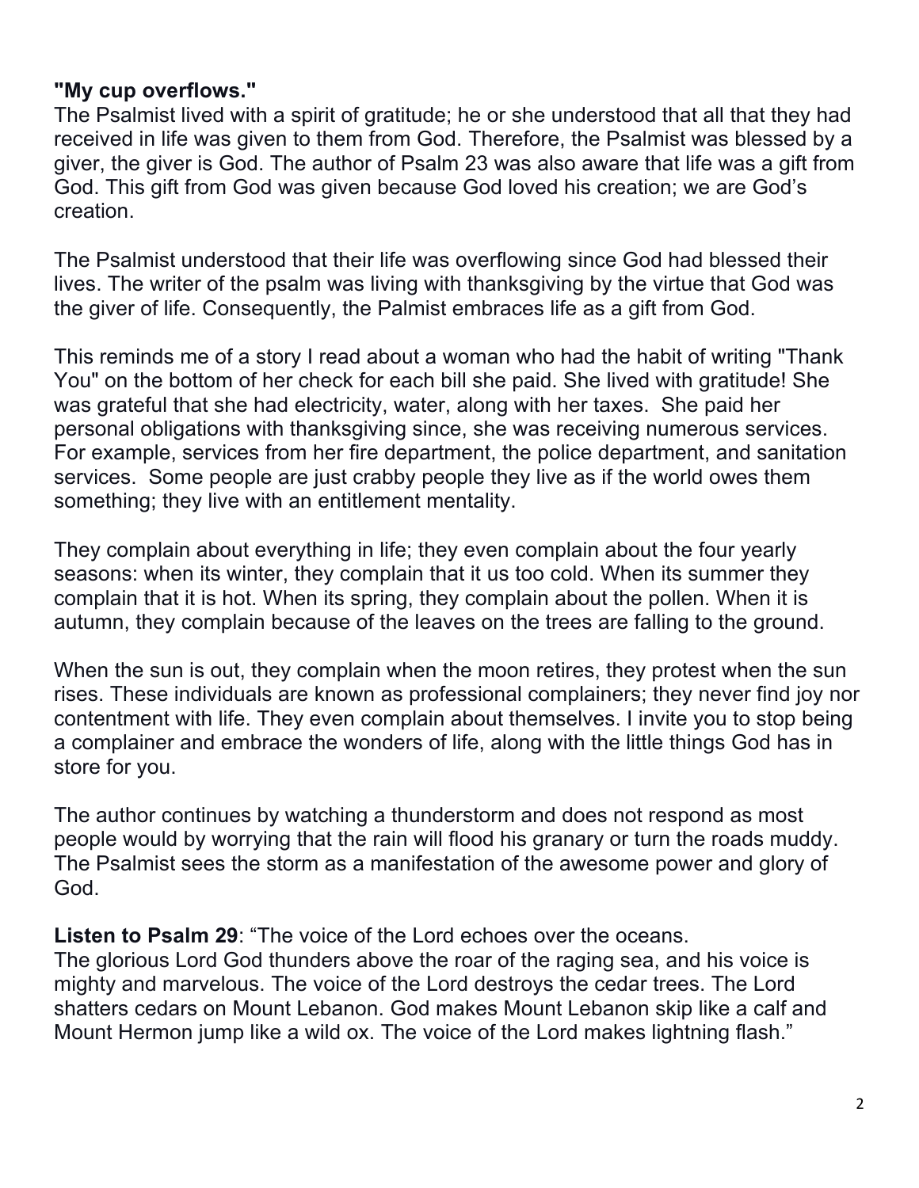**"My cup overflows."**
The Psalmist lived with a spirit of gratitude; he or she understood that all that they had received in life was given to them from God. Therefore, the Psalmist was blessed by a giver, the giver is God. The author of Psalm 23 was also aware that life was a gift from God. This gift from God was given because God loved his creation; we are God's creation.

The Psalmist understood that their life was overflowing since God had blessed their lives. The writer of the psalm was living with thanksgiving by the virtue that God was the giver of life. Consequently, the Palmist embraces life as a gift from God.

This reminds me of a story I read about a woman who had the habit of writing "Thank You" on the bottom of her check for each bill she paid. She lived with gratitude! She was grateful that she had electricity, water, along with her taxes. She paid her personal obligations with thanksgiving since, she was receiving numerous services. For example, services from her fire department, the police department, and sanitation services. Some people are just crabby people they live as if the world owes them something; they live with an entitlement mentality.

They complain about everything in life; they even complain about the four yearly seasons: when its winter, they complain that it us too cold. When its summer they complain that it is hot. When its spring, they complain about the pollen. When it is autumn, they complain because of the leaves on the trees are falling to the ground.

When the sun is out, they complain when the moon retires, they protest when the sun rises. These individuals are known as professional complainers; they never find joy nor contentment with life. They even complain about themselves. I invite you to stop being a complainer and embrace the wonders of life, along with the little things God has in store for you.

The author continues by watching a thunderstorm and does not respond as most people would by worrying that the rain will flood his granary or turn the roads muddy. The Psalmist sees the storm as a manifestation of the awesome power and glory of God.

**Listen to Psalm 29**: "The voice of the Lord echoes over the oceans.
The glorious Lord God thunders above the roar of the raging sea, and his voice is mighty and marvelous. The voice of the Lord destroys the cedar trees. The Lord shatters cedars on Mount Lebanon. God makes Mount Lebanon skip like a calf and Mount Hermon jump like a wild ox. The voice of the Lord makes lightning flash."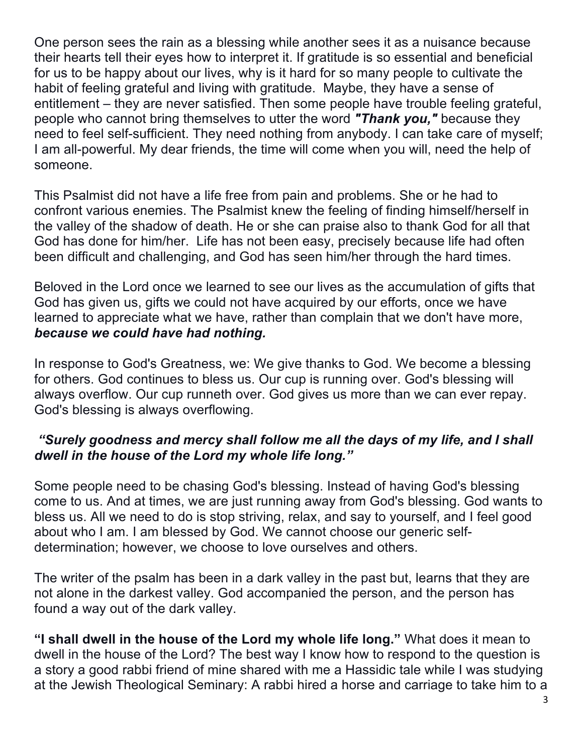One person sees the rain as a blessing while another sees it as a nuisance because their hearts tell their eyes how to interpret it. If gratitude is so essential and beneficial for us to be happy about our lives, why is it hard for so many people to cultivate the habit of feeling grateful and living with gratitude. Maybe, they have a sense of entitlement – they are never satisfied. Then some people have trouble feeling grateful, people who cannot bring themselves to utter the word ***"Thank you,"*** because they need to feel self-sufficient. They need nothing from anybody. I can take care of myself; I am all-powerful. My dear friends, the time will come when you will, need the help of someone.

This Psalmist did not have a life free from pain and problems. She or he had to confront various enemies. The Psalmist knew the feeling of finding himself/herself in the valley of the shadow of death. He or she can praise also to thank God for all that God has done for him/her. Life has not been easy, precisely because life had often been difficult and challenging, and God has seen him/her through the hard times.

Beloved in the Lord once we learned to see our lives as the accumulation of gifts that God has given us, gifts we could not have acquired by our efforts, once we have learned to appreciate what we have, rather than complain that we don't have more, ***because we could have had nothing.***

In response to God's Greatness, we: We give thanks to God. We become a blessing for others. God continues to bless us. Our cup is running over. God's blessing will always overflow. Our cup runneth over. God gives us more than we can ever repay. God's blessing is always overflowing.

***"Surely goodness and mercy shall follow me all the days of my life, and I shall dwell in the house of the Lord my whole life long."***

Some people need to be chasing God's blessing. Instead of having God's blessing come to us. And at times, we are just running away from God's blessing. God wants to bless us. All we need to do is stop striving, relax, and say to yourself, and I feel good about who I am. I am blessed by God. We cannot choose our generic self-determination; however, we choose to love ourselves and others.

The writer of the psalm has been in a dark valley in the past but, learns that they are not alone in the darkest valley. God accompanied the person, and the person has found a way out of the dark valley.

**"I shall dwell in the house of the Lord my whole life long."** What does it mean to dwell in the house of the Lord? The best way I know how to respond to the question is a story a good rabbi friend of mine shared with me a Hassidic tale while I was studying at the Jewish Theological Seminary: A rabbi hired a horse and carriage to take him to a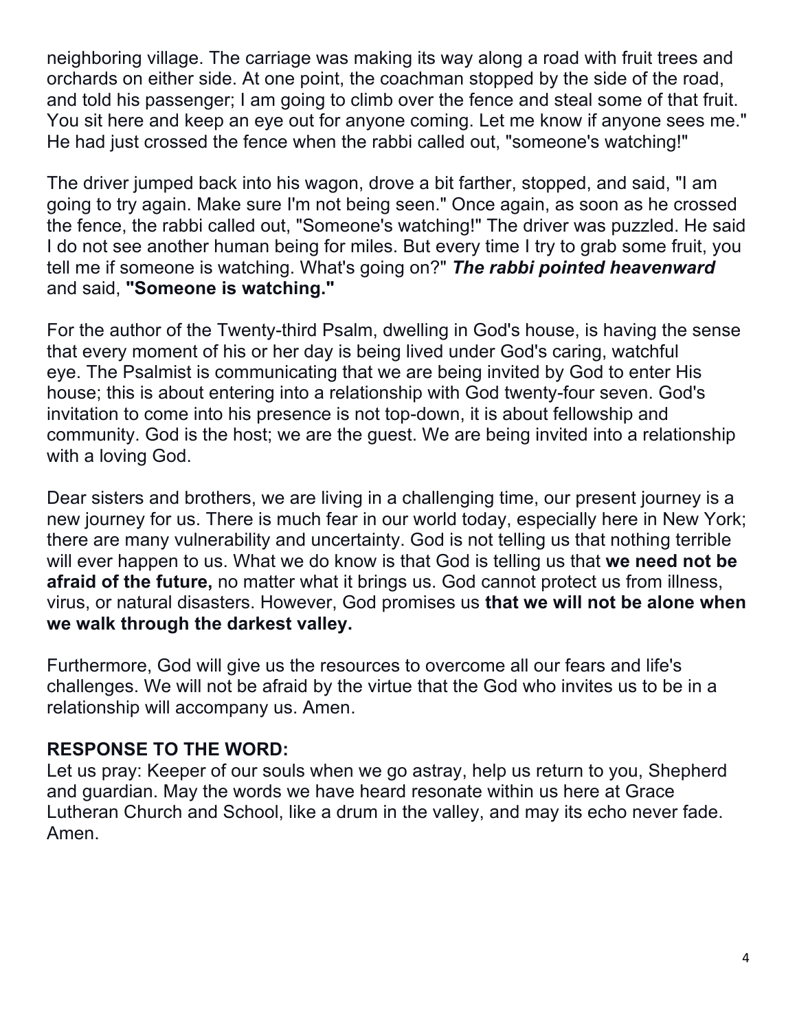neighboring village. The carriage was making its way along a road with fruit trees and orchards on either side. At one point, the coachman stopped by the side of the road, and told his passenger; I am going to climb over the fence and steal some of that fruit. You sit here and keep an eye out for anyone coming. Let me know if anyone sees me." He had just crossed the fence when the rabbi called out, "someone's watching!"

The driver jumped back into his wagon, drove a bit farther, stopped, and said, "I am going to try again. Make sure I'm not being seen." Once again, as soon as he crossed the fence, the rabbi called out, "Someone's watching!" The driver was puzzled. He said I do not see another human being for miles. But every time I try to grab some fruit, you tell me if someone is watching. What's going on?" ***The rabbi pointed heavenward*** and said, **"Someone is watching."**

For the author of the Twenty-third Psalm, dwelling in God's house, is having the sense that every moment of his or her day is being lived under God's caring, watchful eye. The Psalmist is communicating that we are being invited by God to enter His house; this is about entering into a relationship with God twenty-four seven. God's invitation to come into his presence is not top-down, it is about fellowship and community. God is the host; we are the guest. We are being invited into a relationship with a loving God.

Dear sisters and brothers, we are living in a challenging time, our present journey is a new journey for us. There is much fear in our world today, especially here in New York; there are many vulnerability and uncertainty. God is not telling us that nothing terrible will ever happen to us. What we do know is that God is telling us that **we need not be afraid of the future,** no matter what it brings us. God cannot protect us from illness, virus, or natural disasters. However, God promises us **that we will not be alone when we walk through the darkest valley.**

Furthermore, God will give us the resources to overcome all our fears and life's challenges. We will not be afraid by the virtue that the God who invites us to be in a relationship will accompany us. Amen.

**RESPONSE TO THE WORD:**

Let us pray: Keeper of our souls when we go astray, help us return to you, Shepherd and guardian. May the words we have heard resonate within us here at Grace Lutheran Church and School, like a drum in the valley, and may its echo never fade. Amen.